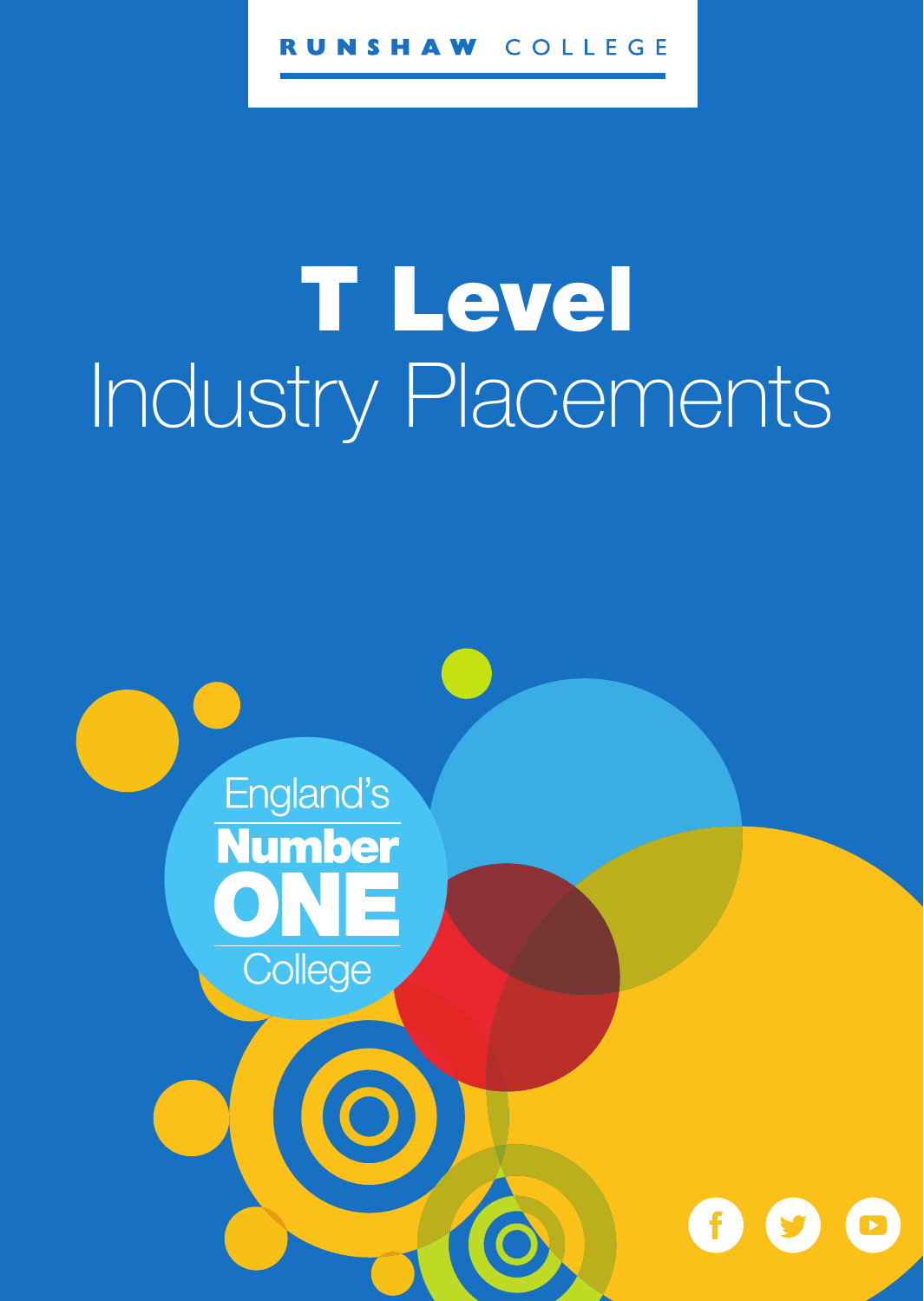RUNSHAW COLLEGE

# T Level
## Industry Placements

England's **Number ONE** College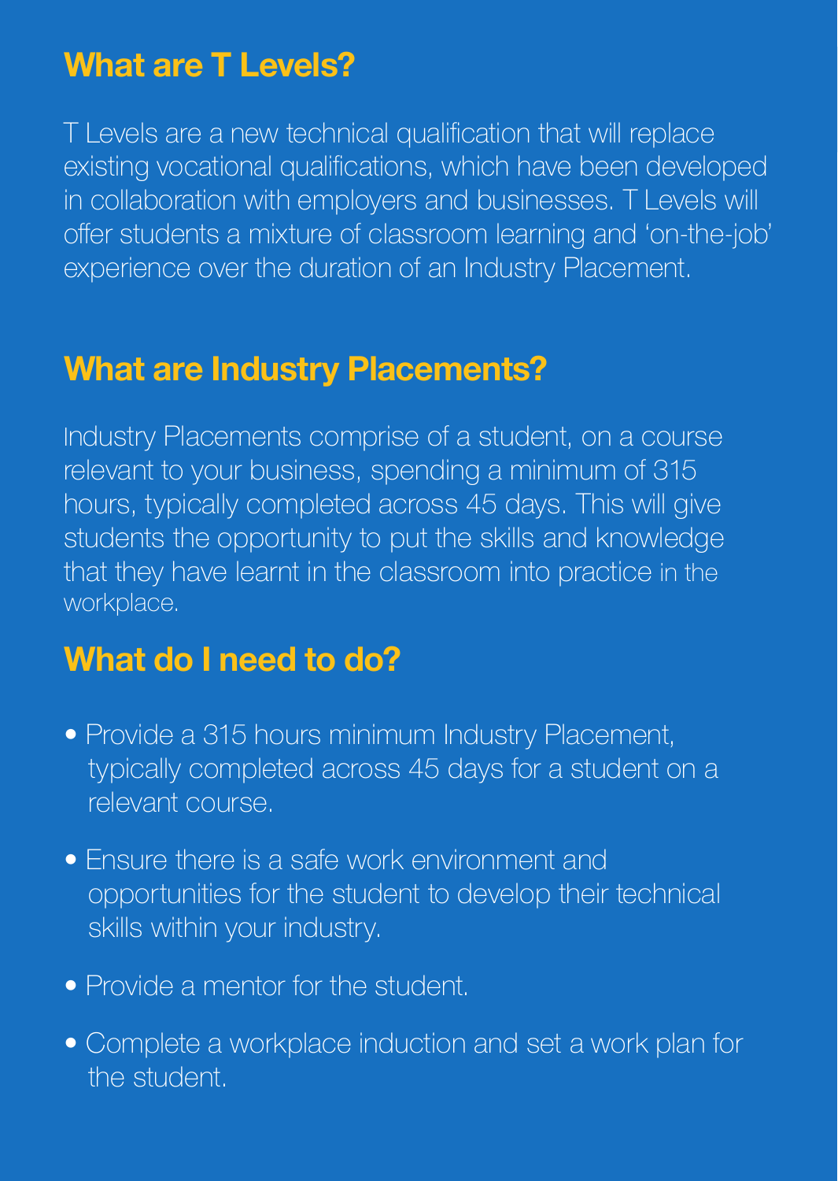## What are T Levels?

T Levels are a new technical qualification that will replace existing vocational qualifications, which have been developed in collaboration with employers and businesses. T Levels will offer students a mixture of classroom learning and 'on-the-job' experience over the duration of an Industry Placement.

## What are Industry Placements?

Industry Placements comprise of a student, on a course relevant to your business, spending a minimum of 315 hours, typically completed across 45 days. This will give students the opportunity to put the skills and knowledge that they have learnt in the classroom into practice in the workplace.

## What do I need to do?

- Provide a 315 hours minimum Industry Placement, typically completed across 45 days for a student on a relevant course.
- Ensure there is a safe work environment and opportunities for the student to develop their technical skills within your industry.
- Provide a mentor for the student.
- Complete a workplace induction and set a work plan for the student.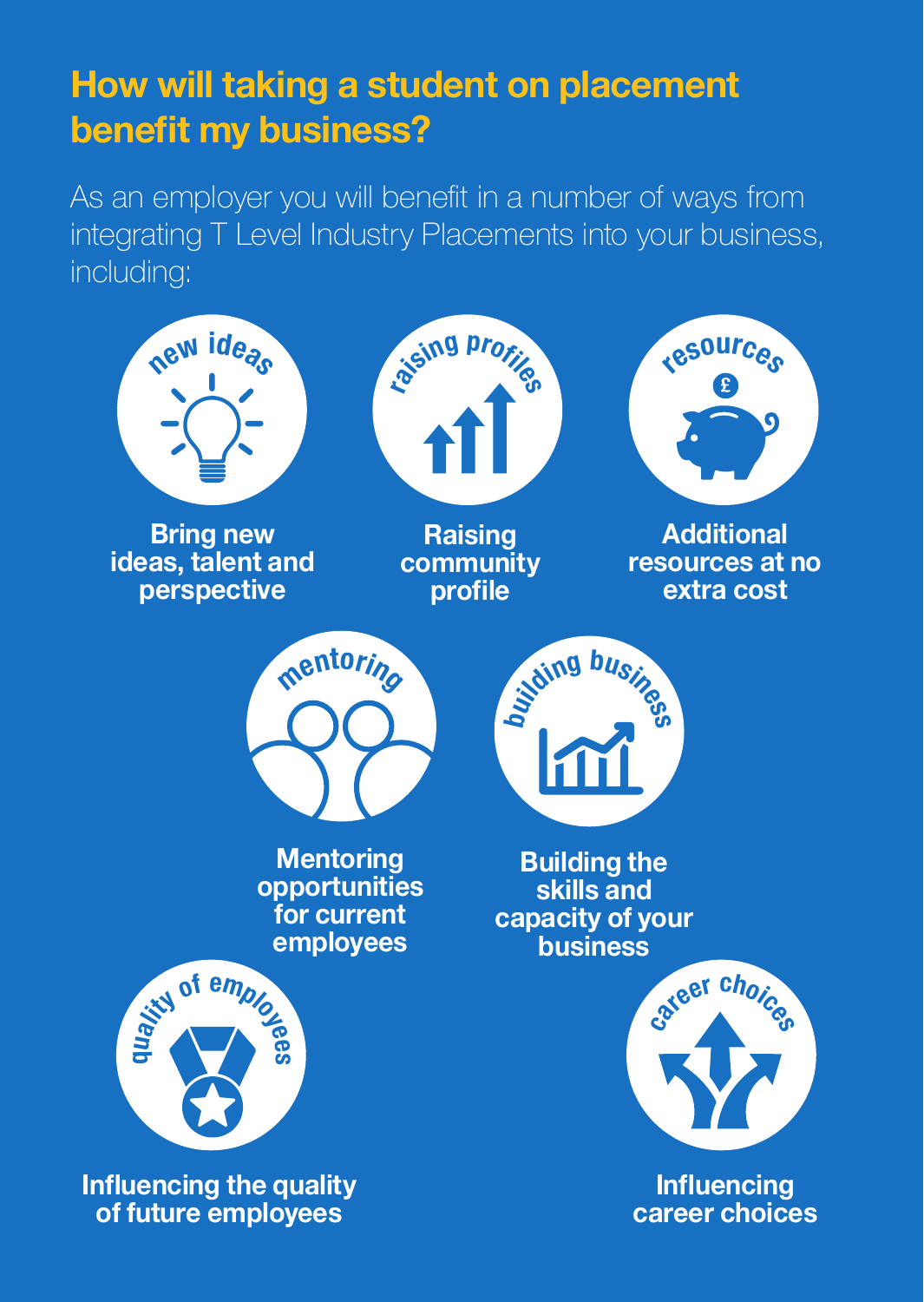## How will taking a student on placement benefit my business?

As an employer you will benefit in a number of ways from integrating T Level Industry Placements into your business, including:

- **Bring new ideas, talent and perspective**
- **Raising community profile**
- **Additional resources at no extra cost**
- **Mentoring opportunities for current employees**
- **Building the skills and capacity of your business**
- **Influencing the quality of future employees**
- **Influencing career choices**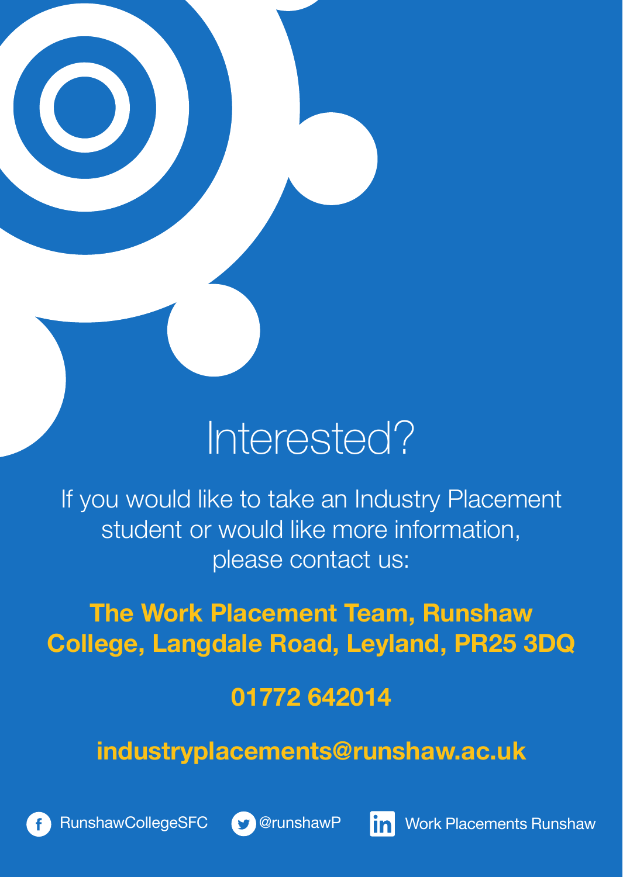# Interested?

If you would like to take an Industry Placement student or would like more information, please contact us:

**The Work Placement Team, Runshaw College, Langdale Road, Leyland, PR25 3DQ**

**01772 642014**

**industryplacements@runshaw.ac.uk**

RunshawCollegeSFC @runshawP Work Placements Runshaw